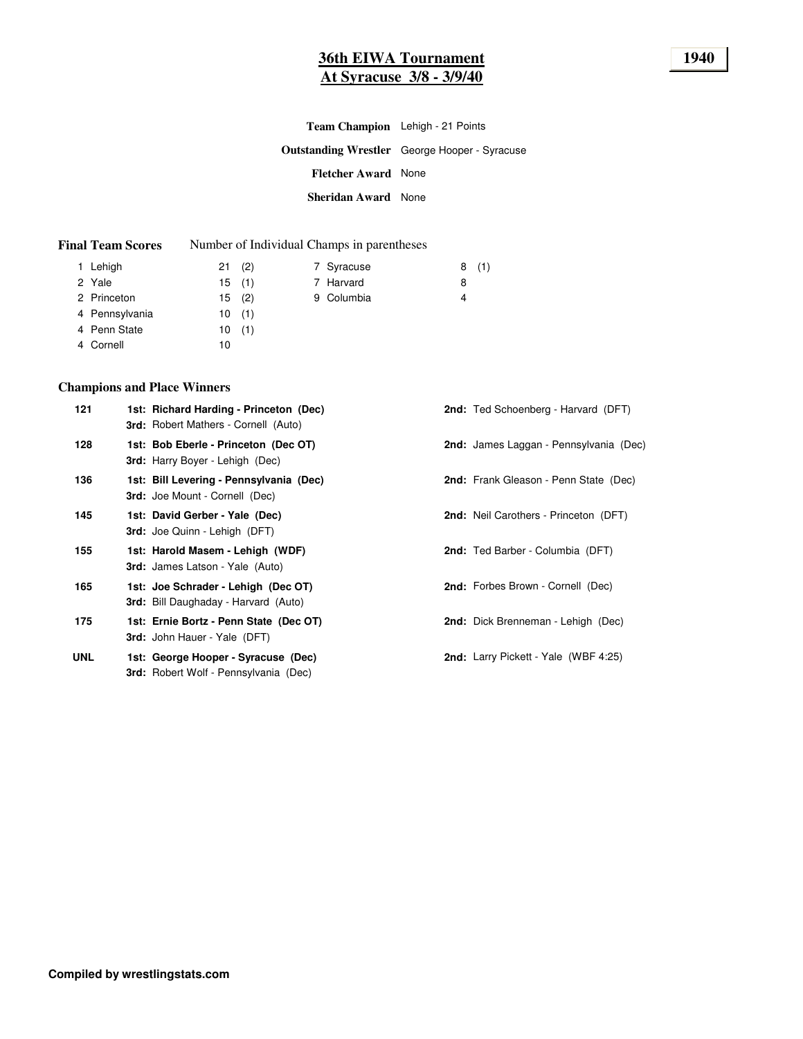# 36th EIWA Tournament
## At Syracuse 3/8 - 3/9/40

**1940**

**Team Champion** Lehigh - 21 Points

**Outstanding Wrestler** George Hooper - Syracuse

**Fletcher Award** None

**Sheridan Award** None

**Final Team Scores** Number of Individual Champs in parentheses

| | | | | | |
|---|---|---|---|---|---|
| 1 | Lehigh | 21 (2) | 7 | Syracuse | 8 (1) |
| 2 | Yale | 15 (1) | 7 | Harvard | 8 |
| 2 | Princeton | 15 (2) | 9 | Columbia | 4 |
| 4 | Pennsylvania | 10 (1) | | | |
| 4 | Penn State | 10 (1) | | | |
| 4 | Cornell | 10 | | | |

**Champions and Place Winners**

| | | |
|---|---|---|
| 121 | **1st: Richard Harding - Princeton (Dec)** | **2nd:** Ted Schoenberg - Harvard (DFT) |
| | **3rd:** Robert Mathers - Cornell (Auto) | |
| 128 | **1st: Bob Eberle - Princeton (Dec OT)** | **2nd:** James Laggan - Pennsylvania (Dec) |
| | **3rd:** Harry Boyer - Lehigh (Dec) | |
| 136 | **1st: Bill Levering - Pennsylvania (Dec)** | **2nd:** Frank Gleason - Penn State (Dec) |
| | **3rd:** Joe Mount - Cornell (Dec) | |
| 145 | **1st: David Gerber - Yale (Dec)** | **2nd:** Neil Carothers - Princeton (DFT) |
| | **3rd:** Joe Quinn - Lehigh (DFT) | |
| 155 | **1st: Harold Masem - Lehigh (WDF)** | **2nd:** Ted Barber - Columbia (DFT) |
| | **3rd:** James Latson - Yale (Auto) | |
| 165 | **1st: Joe Schrader - Lehigh (Dec OT)** | **2nd:** Forbes Brown - Cornell (Dec) |
| | **3rd:** Bill Daughaday - Harvard (Auto) | |
| 175 | **1st: Ernie Bortz - Penn State (Dec OT)** | **2nd:** Dick Brenneman - Lehigh (Dec) |
| | **3rd:** John Hauer - Yale (DFT) | |
| UNL | **1st: George Hooper - Syracuse (Dec)** | **2nd:** Larry Pickett - Yale (WBF 4:25) |
| | **3rd:** Robert Wolf - Pennsylvania (Dec) | |

**Compiled by wrestlingstats.com**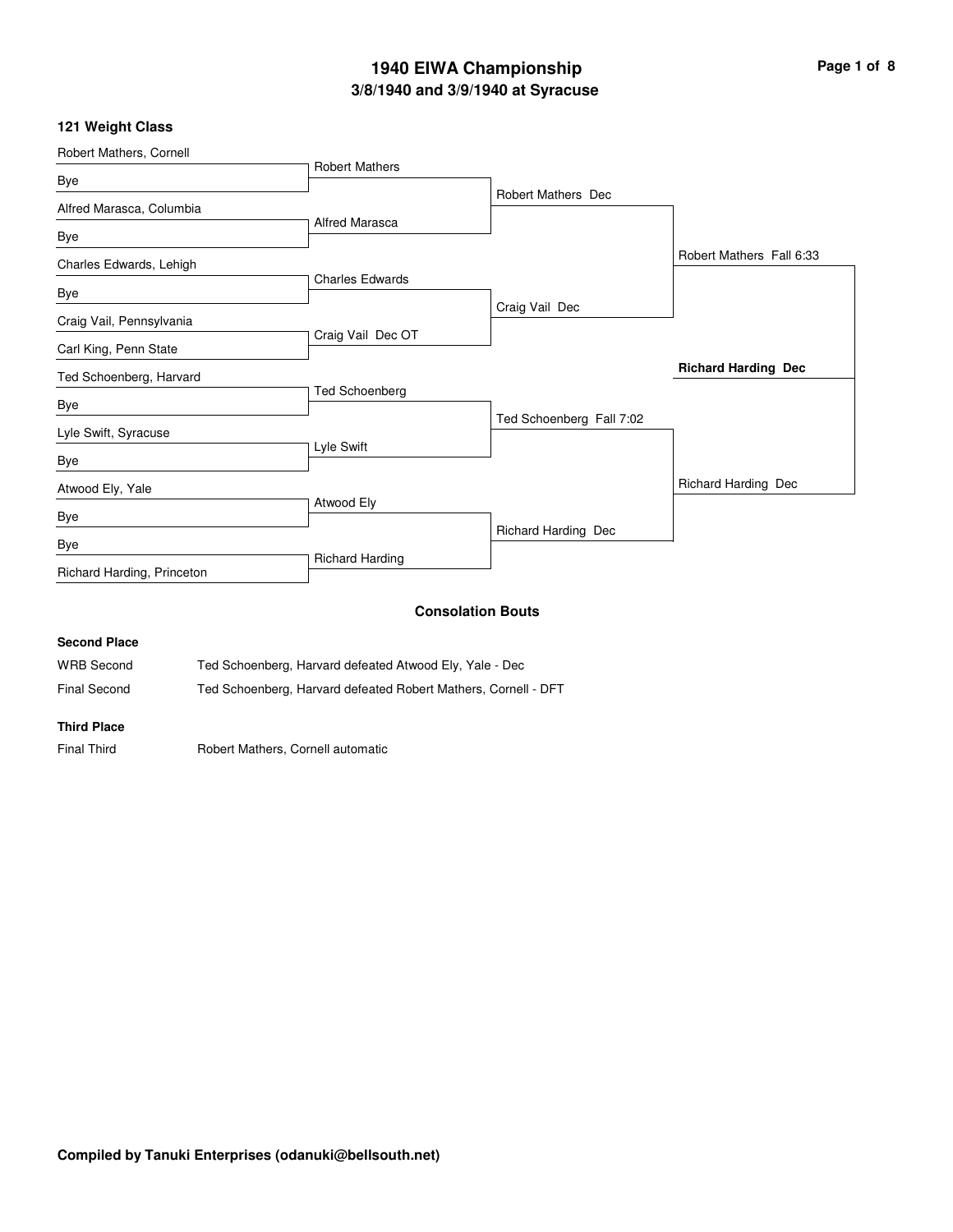# 1940 EIWA Championship

## 3/8/1940 and 3/9/1940 at Syracuse

### 121 Weight Class

| First Round | Quarterfinals | Semifinals | Finals |
|---|---|---|---|
| Robert Mathers, Cornell | Robert Mathers | Robert Mathers Dec | Robert Mathers Fall 6:33 |
| Bye | | | |
| Alfred Marasca, Columbia | Alfred Marasca | | |
| Bye | | | |
| Charles Edwards, Lehigh | Charles Edwards | Craig Vail Dec | |
| Bye | | | |
| Craig Vail, Pennsylvania | Craig Vail Dec OT | | |
| Carl King, Penn State | | | |
| Ted Schoenberg, Harvard | Ted Schoenberg | Ted Schoenberg Fall 7:02 | Richard Harding Dec |
| Bye | | | |
| Lyle Swift, Syracuse | Lyle Swift | | |
| Bye | | | |
| Atwood Ely, Yale | Atwood Ely | Richard Harding Dec | |
| Bye | | | |
| Bye | Richard Harding | | |
| Richard Harding, Princeton | | | |

**Champion: Richard Harding Dec**

### Consolation Bouts

**Second Place**

WRB Second — Ted Schoenberg, Harvard defeated Atwood Ely, Yale - Dec

Final Second — Ted Schoenberg, Harvard defeated Robert Mathers, Cornell - DFT

**Third Place**

Final Third — Robert Mathers, Cornell automatic

**Compiled by Tanuki Enterprises (odanuki@bellsouth.net)**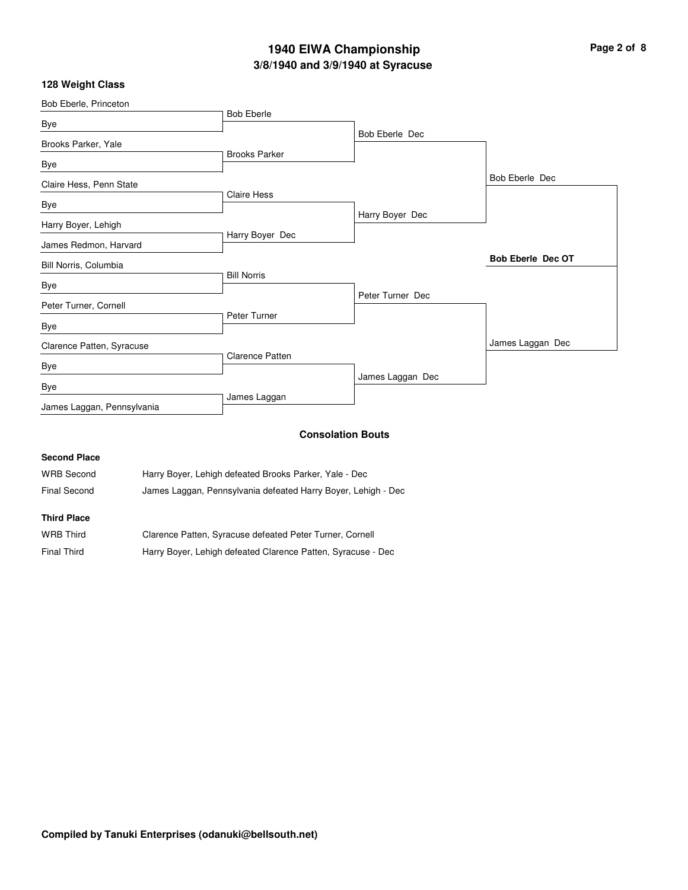# 1940 EIWA Championship

## 3/8/1940 and 3/9/1940 at Syracuse

### 128 Weight Class

| Round 1 | Quarterfinals | Semifinals | Finals |
| --- | --- | --- | --- |
| Bob Eberle, Princeton vs. Bye | Bob Eberle | Bob Eberle Dec | Bob Eberle Dec |
| Brooks Parker, Yale vs. Bye | Brooks Parker | | |
| Claire Hess, Penn State vs. Bye | Claire Hess | Harry Boyer Dec | |
| Harry Boyer, Lehigh vs. James Redmon, Harvard | Harry Boyer Dec | | |
| Bill Norris, Columbia vs. Bye | Bill Norris | Peter Turner Dec | James Laggan Dec |
| Peter Turner, Cornell vs. Bye | Peter Turner | | |
| Clarence Patten, Syracuse vs. Bye | Clarence Patten | James Laggan Dec | |
| Bye vs. James Laggan, Pennsylvania | James Laggan | | |

**Champion: Bob Eberle Dec OT**

### Consolation Bouts

**Second Place**

WRB Second — Harry Boyer, Lehigh defeated Brooks Parker, Yale - Dec

Final Second — James Laggan, Pennsylvania defeated Harry Boyer, Lehigh - Dec

**Third Place**

WRB Third — Clarence Patten, Syracuse defeated Peter Turner, Cornell

Final Third — Harry Boyer, Lehigh defeated Clarence Patten, Syracuse - Dec

**Compiled by Tanuki Enterprises (odanuki@bellsouth.net)**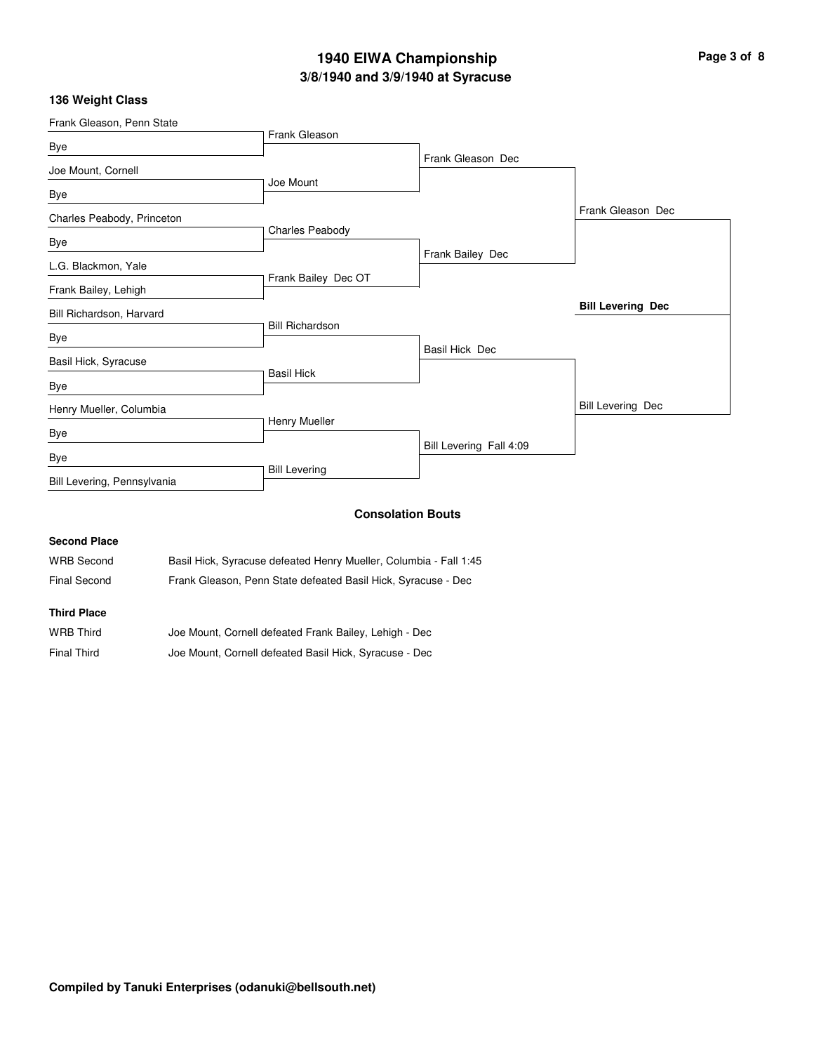# 1940 EIWA Championship

## 3/8/1940 and 3/9/1940 at Syracuse

### 136 Weight Class

**First Round**

- Frank Gleason, Penn State vs. Bye — Frank Gleason
- Joe Mount, Cornell vs. Bye — Joe Mount
- Charles Peabody, Princeton vs. Bye — Charles Peabody
- L.G. Blackmon, Yale vs. Frank Bailey, Lehigh — Frank Bailey Dec OT
- Bill Richardson, Harvard vs. Bye — Bill Richardson
- Basil Hick, Syracuse vs. Bye — Basil Hick
- Henry Mueller, Columbia vs. Bye — Henry Mueller
- Bye vs. Bill Levering, Pennsylvania — Bill Levering

**Quarterfinals**

- Frank Gleason Dec
- Frank Bailey Dec
- Basil Hick Dec
- Bill Levering Fall 4:09

**Semifinals**

- Frank Gleason Dec
- Bill Levering Dec

**Final**

- **Bill Levering Dec**

### Consolation Bouts

**Second Place**

| | |
|---|---|
| WRB Second | Basil Hick, Syracuse defeated Henry Mueller, Columbia - Fall 1:45 |
| Final Second | Frank Gleason, Penn State defeated Basil Hick, Syracuse - Dec |

**Third Place**

| | |
|---|---|
| WRB Third | Joe Mount, Cornell defeated Frank Bailey, Lehigh - Dec |
| Final Third | Joe Mount, Cornell defeated Basil Hick, Syracuse - Dec |

**Compiled by Tanuki Enterprises (odanuki@bellsouth.net)**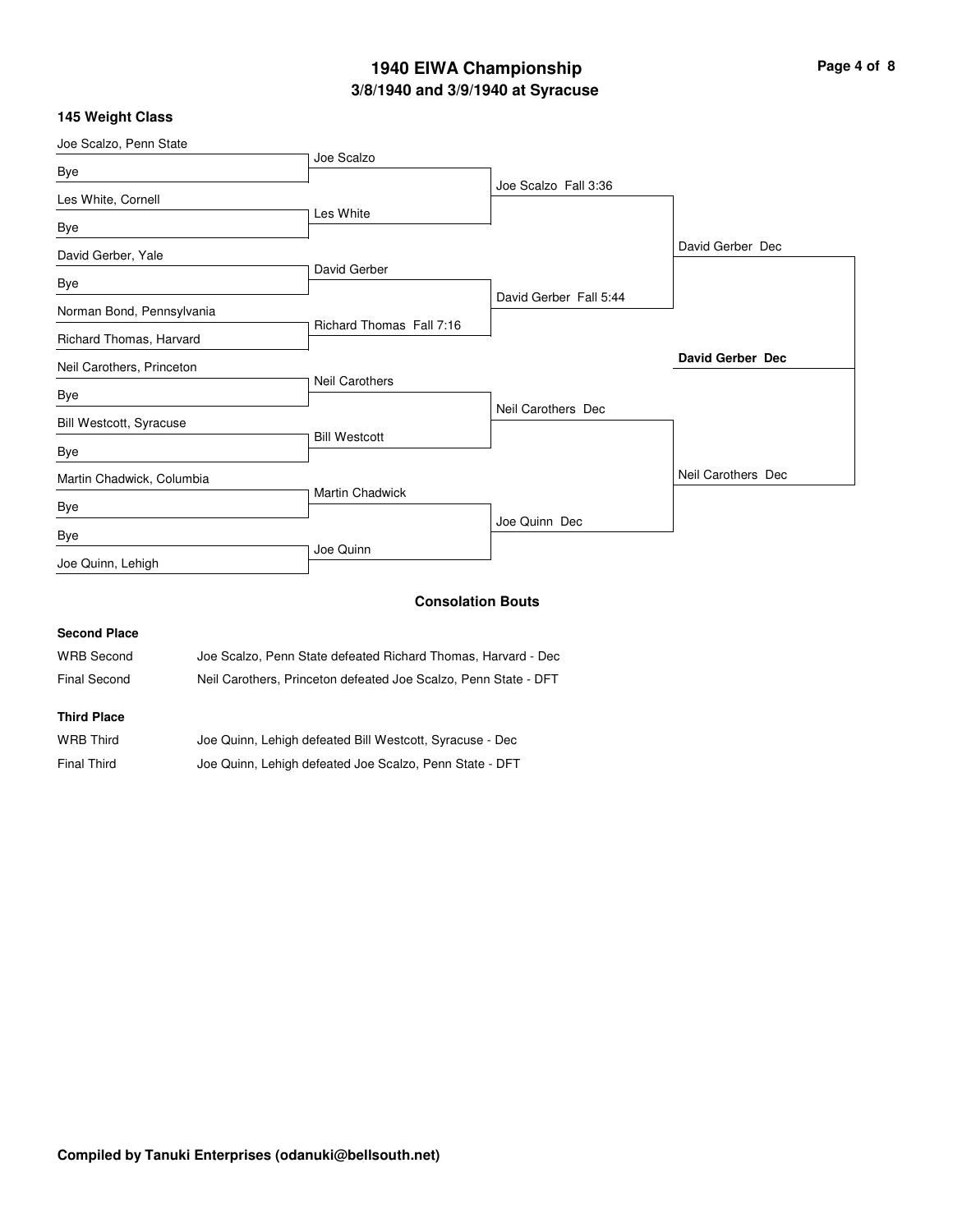# 1940 EIWA Championship

## 3/8/1940 and 3/9/1940 at Syracuse

### 145 Weight Class

Joe Scalzo, Penn State
Bye
Les White, Cornell
Bye
David Gerber, Yale
Bye
Norman Bond, Pennsylvania
Richard Thomas, Harvard
Neil Carothers, Princeton
Bye
Bill Westcott, Syracuse
Bye
Martin Chadwick, Columbia
Bye
Bye
Joe Quinn, Lehigh

Joe Scalzo
Les White
David Gerber
Richard Thomas Fall 7:16
Neil Carothers
Bill Westcott
Martin Chadwick
Joe Quinn

Joe Scalzo Fall 3:36
David Gerber Fall 5:44
Neil Carothers Dec
Joe Quinn Dec

David Gerber Dec
Neil Carothers Dec

**David Gerber Dec**

### Consolation Bouts

**Second Place**

| | |
|---|---|
| WRB Second | Joe Scalzo, Penn State defeated Richard Thomas, Harvard - Dec |
| Final Second | Neil Carothers, Princeton defeated Joe Scalzo, Penn State - DFT |

**Third Place**

| | |
|---|---|
| WRB Third | Joe Quinn, Lehigh defeated Bill Westcott, Syracuse - Dec |
| Final Third | Joe Quinn, Lehigh defeated Joe Scalzo, Penn State - DFT |

**Compiled by Tanuki Enterprises (odanuki@bellsouth.net)**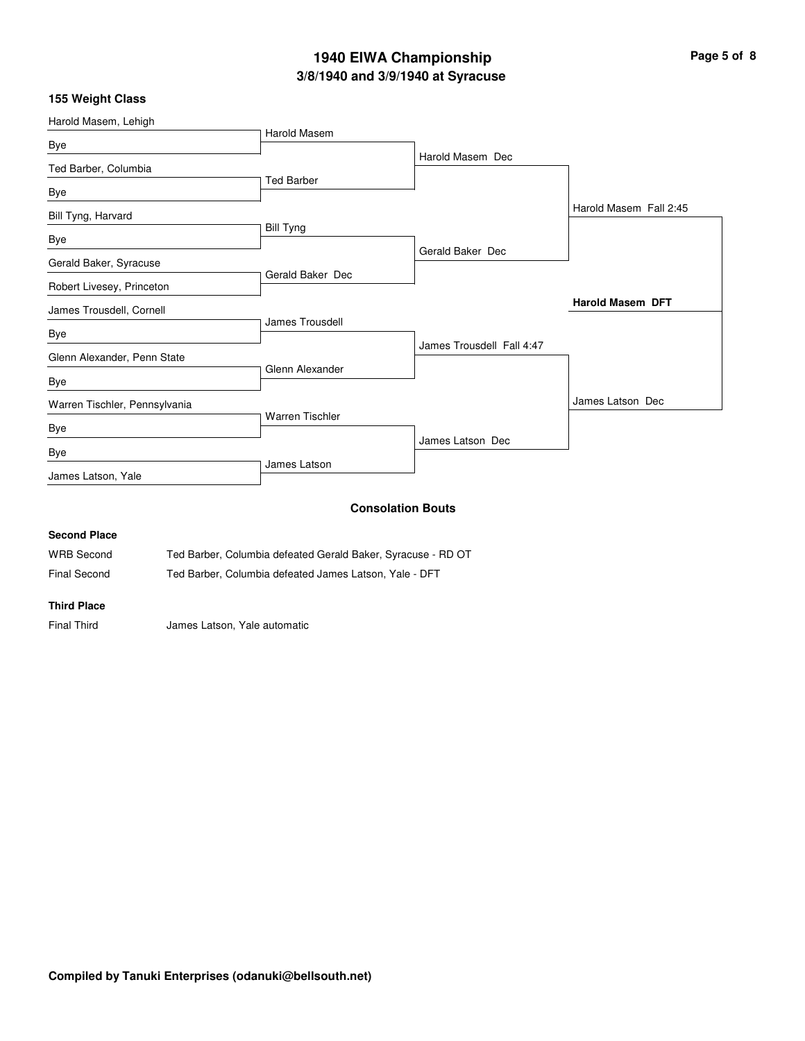# 1940 EIWA Championship

## 3/8/1940 and 3/9/1940 at Syracuse

### 155 Weight Class

**First Round**

- Harold Masem, Lehigh vs. Bye — Harold Masem
- Ted Barber, Columbia vs. Bye — Ted Barber
- Bill Tyng, Harvard vs. Bye — Bill Tyng
- Gerald Baker, Syracuse vs. Robert Livesey, Princeton — Gerald Baker Dec
- James Trousdell, Cornell vs. Bye — James Trousdell
- Glenn Alexander, Penn State vs. Bye — Glenn Alexander
- Warren Tischler, Pennsylvania vs. Bye — Warren Tischler
- Bye vs. James Latson, Yale — James Latson

**Quarterfinals**

- Harold Masem Dec
- Gerald Baker Dec
- James Trousdell Fall 4:47
- James Latson Dec

**Semifinals**

- Harold Masem Fall 2:45
- James Latson Dec

**Final**

- **Harold Masem DFT**

### Consolation Bouts

**Second Place**

WRB Second — Ted Barber, Columbia defeated Gerald Baker, Syracuse - RD OT

Final Second — Ted Barber, Columbia defeated James Latson, Yale - DFT

**Third Place**

Final Third — James Latson, Yale automatic

**Compiled by Tanuki Enterprises (odanuki@bellsouth.net)**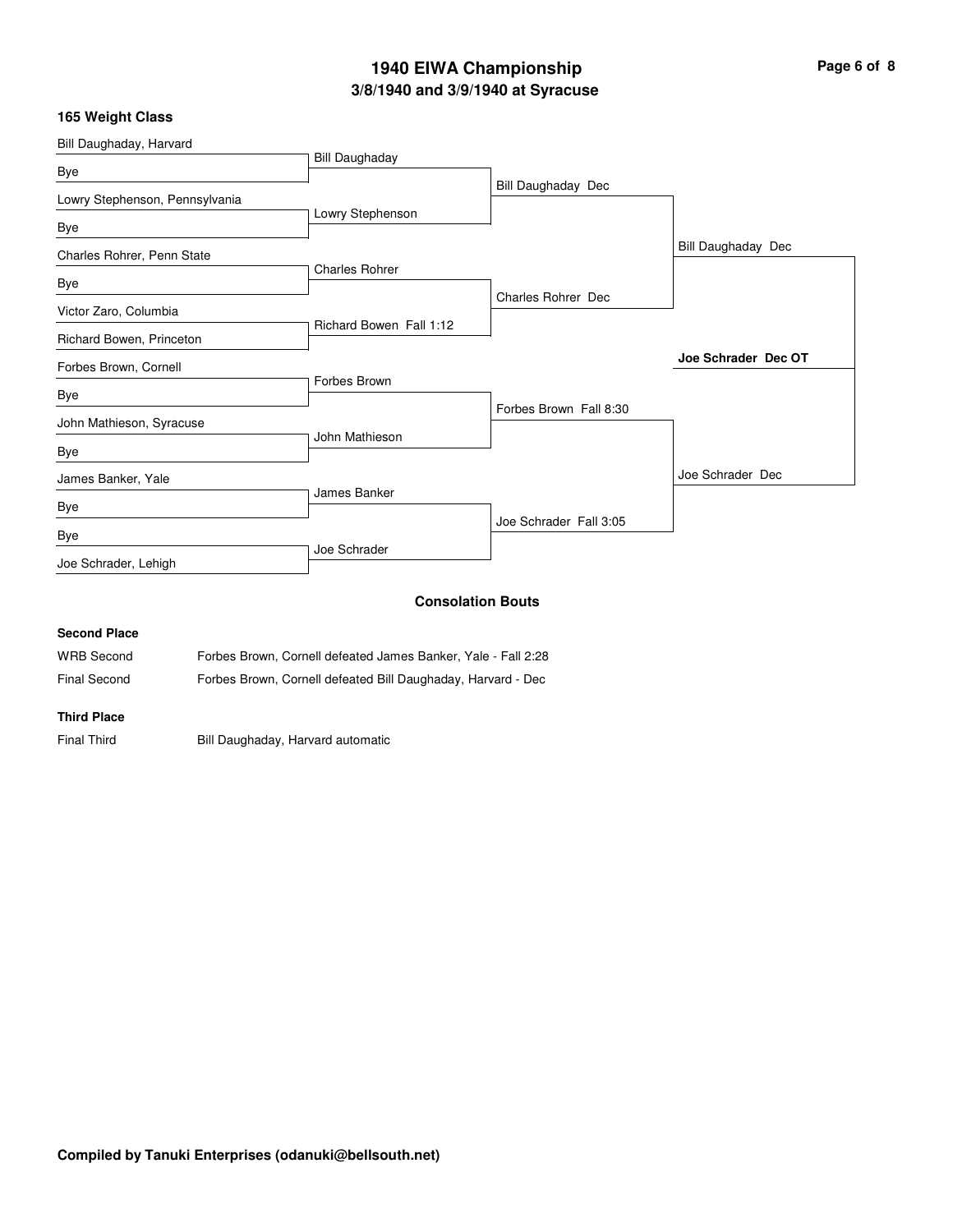# 1940 EIWA Championship

## 3/8/1940 and 3/9/1940 at Syracuse

### 165 Weight Class

Bill Daughaday, Harvard
Bye
Lowry Stephenson, Pennsylvania
Bye
Charles Rohrer, Penn State
Bye
Victor Zaro, Columbia
Richard Bowen, Princeton
Forbes Brown, Cornell
Bye
John Mathieson, Syracuse
Bye
James Banker, Yale
Bye
Bye
Joe Schrader, Lehigh

Bill Daughaday
Lowry Stephenson
Charles Rohrer
Richard Bowen Fall 1:12
Forbes Brown
John Mathieson
James Banker
Joe Schrader

Bill Daughaday Dec
Charles Rohrer Dec
Forbes Brown Fall 8:30
Joe Schrader Fall 3:05

Bill Daughaday Dec
Joe Schrader Dec

**Joe Schrader Dec OT**

### Consolation Bouts

**Second Place**

| | |
|---|---|
| WRB Second | Forbes Brown, Cornell defeated James Banker, Yale - Fall 2:28 |
| Final Second | Forbes Brown, Cornell defeated Bill Daughaday, Harvard - Dec |

**Third Place**

| | |
|---|---|
| Final Third | Bill Daughaday, Harvard automatic |

**Compiled by Tanuki Enterprises (odanuki@bellsouth.net)**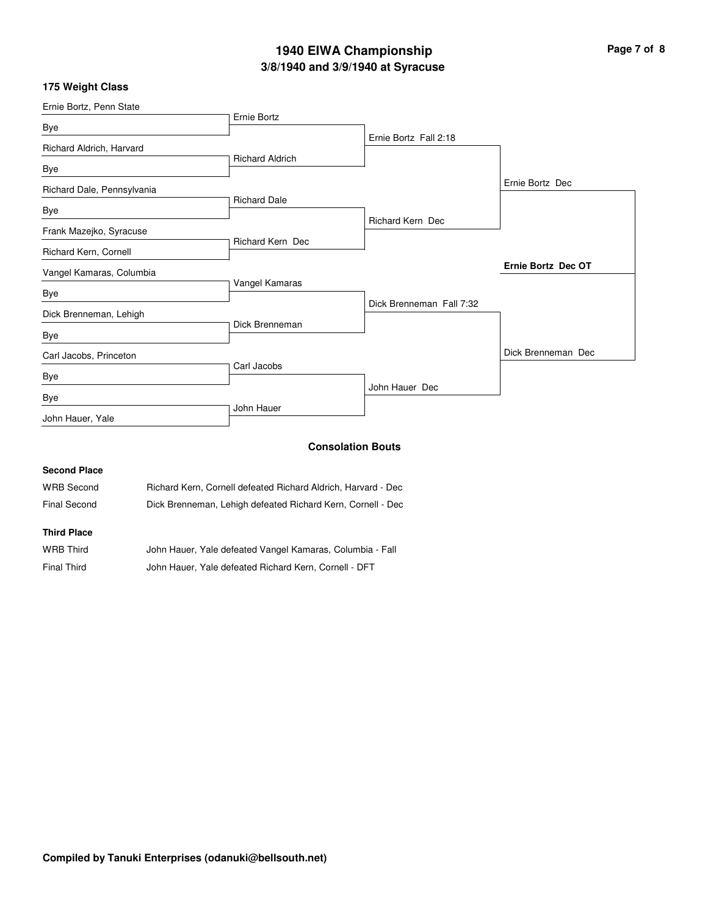# 1940 EIWA Championship

## 3/8/1940 and 3/9/1940 at Syracuse

### 175 Weight Class

**First Round**

- Ernie Bortz, Penn State vs. Bye — Ernie Bortz
- Richard Aldrich, Harvard vs. Bye — Richard Aldrich
- Richard Dale, Pennsylvania vs. Bye — Richard Dale
- Frank Mazejko, Syracuse vs. Richard Kern, Cornell — Richard Kern Dec
- Vangel Kamaras, Columbia vs. Bye — Vangel Kamaras
- Dick Brenneman, Lehigh vs. Bye — Dick Brenneman
- Carl Jacobs, Princeton vs. Bye — Carl Jacobs
- Bye vs. John Hauer, Yale — John Hauer

**Quarterfinals**

- Ernie Bortz Fall 2:18
- Richard Kern Dec
- Dick Brenneman Fall 7:32
- John Hauer Dec

**Semifinals**

- Ernie Bortz Dec
- Dick Brenneman Dec

**Final**

- **Ernie Bortz Dec OT**

### Consolation Bouts

**Second Place**

| | |
|---|---|
| WRB Second | Richard Kern, Cornell defeated Richard Aldrich, Harvard - Dec |
| Final Second | Dick Brenneman, Lehigh defeated Richard Kern, Cornell - Dec |

**Third Place**

| | |
|---|---|
| WRB Third | John Hauer, Yale defeated Vangel Kamaras, Columbia - Fall |
| Final Third | John Hauer, Yale defeated Richard Kern, Cornell - DFT |

**Compiled by Tanuki Enterprises (odanuki@bellsouth.net)**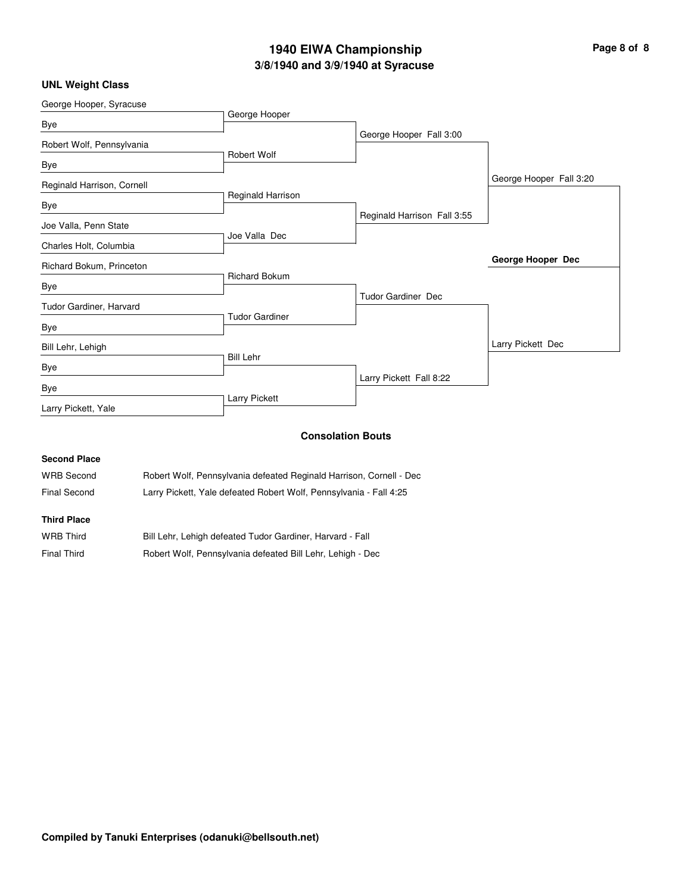# 1940 EIWA Championship
## 3/8/1940 and 3/9/1940 at Syracuse

### UNL Weight Class

George Hooper, Syracuse
Bye
Robert Wolf, Pennsylvania
Bye
Reginald Harrison, Cornell
Bye
Joe Valla, Penn State
Charles Holt, Columbia
Richard Bokum, Princeton
Bye
Tudor Gardiner, Harvard
Bye
Bill Lehr, Lehigh
Bye
Bye
Larry Pickett, Yale

George Hooper
Robert Wolf
Reginald Harrison
Joe Valla Dec
Richard Bokum
Tudor Gardiner
Bill Lehr
Larry Pickett

George Hooper Fall 3:00
Reginald Harrison Fall 3:55
Tudor Gardiner Dec
Larry Pickett Fall 8:22

George Hooper Fall 3:20
Larry Pickett Dec

**George Hooper Dec**

### Consolation Bouts

**Second Place**

| | |
|---|---|
| WRB Second | Robert Wolf, Pennsylvania defeated Reginald Harrison, Cornell - Dec |
| Final Second | Larry Pickett, Yale defeated Robert Wolf, Pennsylvania - Fall 4:25 |

**Third Place**

| | |
|---|---|
| WRB Third | Bill Lehr, Lehigh defeated Tudor Gardiner, Harvard - Fall |
| Final Third | Robert Wolf, Pennsylvania defeated Bill Lehr, Lehigh - Dec |

**Compiled by Tanuki Enterprises (odanuki@bellsouth.net)**